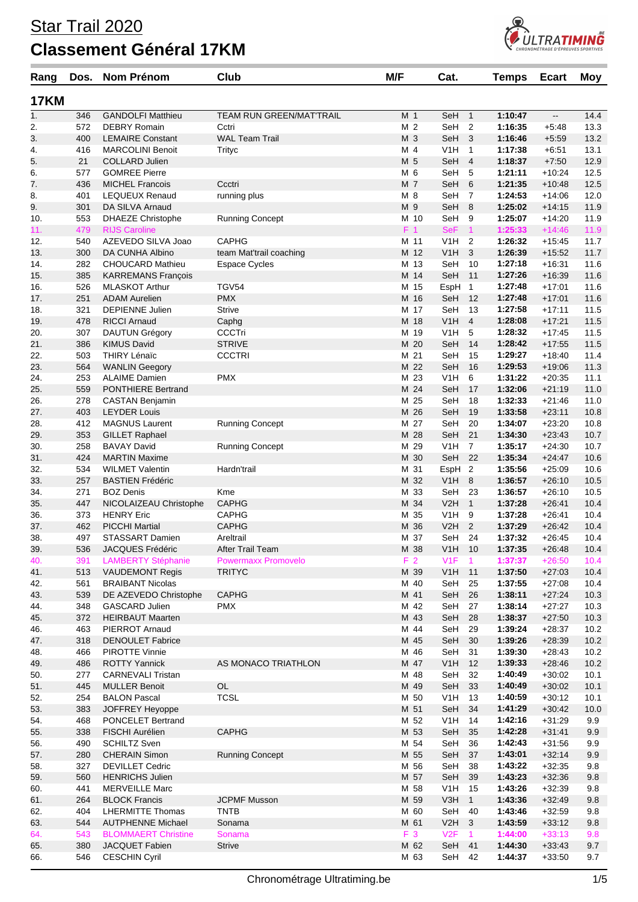# Star Trail 2020

# Classement Général 17KM

## 17KM

| Rang | Dos. | Nom Prénom | Club | M/F | Cat. | | Temps | Ecart | Moy |
|---|---|---|---|---|---|---|---|---|---|
| 1. | 346 | GANDOLFI Matthieu | TEAM RUN GREEN/MAT'TRAIL | M 1 | SeH | 1 | 1:10:47 | -- | 14.4 |
| 2. | 572 | DEBRY Romain | Cctri | M 2 | SeH | 2 | 1:16:35 | +5:48 | 13.3 |
| 3. | 400 | LEMAIRE Constant | WAL Team Trail | M 3 | SeH | 3 | 1:16:46 | +5:59 | 13.2 |
| 4. | 416 | MARCOLINI Benoit | Trityc | M 4 | V1H | 1 | 1:17:38 | +6:51 | 13.1 |
| 5. | 21 | COLLARD Julien | | M 5 | SeH | 4 | 1:18:37 | +7:50 | 12.9 |
| 6. | 577 | GOMREE Pierre | | M 6 | SeH | 5 | 1:21:11 | +10:24 | 12.5 |
| 7. | 436 | MICHEL Francois | Ccctri | M 7 | SeH | 6 | 1:21:35 | +10:48 | 12.5 |
| 8. | 401 | LEQUEUX Renaud | running plus | M 8 | SeH | 7 | 1:24:53 | +14:06 | 12.0 |
| 9. | 301 | DA SILVA Arnaud | | M 9 | SeH | 8 | 1:25:02 | +14:15 | 11.9 |
| 10. | 553 | DHAEZE Christophe | Running Concept | M 10 | SeH | 9 | 1:25:07 | +14:20 | 11.9 |
| 11. | 479 | RIJS Caroline | | F 1 | SeF | 1 | 1:25:33 | +14:46 | 11.9 |
| 12. | 540 | AZEVEDO SILVA Joao | CAPHG | M 11 | V1H | 2 | 1:26:32 | +15:45 | 11.7 |
| 13. | 300 | DA CUNHA Albino | team Mat'trail coaching | M 12 | V1H | 3 | 1:26:39 | +15:52 | 11.7 |
| 14. | 282 | CHOUCARD Mathieu | Espace Cycles | M 13 | SeH | 10 | 1:27:18 | +16:31 | 11.6 |
| 15. | 385 | KARREMANS François | | M 14 | SeH | 11 | 1:27:26 | +16:39 | 11.6 |
| 16. | 526 | MLASKOT Arthur | TGV54 | M 15 | EspH | 1 | 1:27:48 | +17:01 | 11.6 |
| 17. | 251 | ADAM Aurelien | PMX | M 16 | SeH | 12 | 1:27:48 | +17:01 | 11.6 |
| 18. | 321 | DEPIENNE Julien | Strive | M 17 | SeH | 13 | 1:27:58 | +17:11 | 11.5 |
| 19. | 478 | RICCI Arnaud | Caphg | M 18 | V1H | 4 | 1:28:08 | +17:21 | 11.5 |
| 20. | 307 | DAUTUN Grégory | CCCTri | M 19 | V1H | 5 | 1:28:32 | +17:45 | 11.5 |
| 21. | 386 | KIMUS David | STRIVE | M 20 | SeH | 14 | 1:28:42 | +17:55 | 11.5 |
| 22. | 503 | THIRY Lénaïc | CCCTRI | M 21 | SeH | 15 | 1:29:27 | +18:40 | 11.4 |
| 23. | 564 | WANLIN Geegory | | M 22 | SeH | 16 | 1:29:53 | +19:06 | 11.3 |
| 24. | 253 | ALAIME Damien | PMX | M 23 | V1H | 6 | 1:31:22 | +20:35 | 11.1 |
| 25. | 559 | PONTHIERE Bertrand | | M 24 | SeH | 17 | 1:32:06 | +21:19 | 11.0 |
| 26. | 278 | CASTAN Benjamin | | M 25 | SeH | 18 | 1:32:33 | +21:46 | 11.0 |
| 27. | 403 | LEYDER Louis | | M 26 | SeH | 19 | 1:33:58 | +23:11 | 10.8 |
| 28. | 412 | MAGNUS Laurent | Running Concept | M 27 | SeH | 20 | 1:34:07 | +23:20 | 10.8 |
| 29. | 353 | GILLET Raphael | | M 28 | SeH | 21 | 1:34:30 | +23:43 | 10.7 |
| 30. | 258 | BAVAY David | Running Concept | M 29 | V1H | 7 | 1:35:17 | +24:30 | 10.7 |
| 31. | 424 | MARTIN Maxime | | M 30 | SeH | 22 | 1:35:34 | +24:47 | 10.6 |
| 32. | 534 | WILMET Valentin | Hardn'trail | M 31 | EspH | 2 | 1:35:56 | +25:09 | 10.6 |
| 33. | 257 | BASTIEN Frédéric | | M 32 | V1H | 8 | 1:36:57 | +26:10 | 10.5 |
| 34. | 271 | BOZ Denis | Kme | M 33 | SeH | 23 | 1:36:57 | +26:10 | 10.5 |
| 35. | 447 | NICOLAIZEAU Christophe | CAPHG | M 34 | V2H | 1 | 1:37:28 | +26:41 | 10.4 |
| 36. | 373 | HENRY Eric | CAPHG | M 35 | V1H | 9 | 1:37:28 | +26:41 | 10.4 |
| 37. | 462 | PICCHI Martial | CAPHG | M 36 | V2H | 2 | 1:37:29 | +26:42 | 10.4 |
| 38. | 497 | STASSART Damien | Areltrail | M 37 | SeH | 24 | 1:37:32 | +26:45 | 10.4 |
| 39. | 536 | JACQUES Frédéric | After Trail Team | M 38 | V1H | 10 | 1:37:35 | +26:48 | 10.4 |
| 40. | 391 | LAMBERTY Stéphanie | Powermaxx Promovelo | F 2 | V1F | 1 | 1:37:37 | +26:50 | 10.4 |
| 41. | 513 | VAUDEMONT Regis | TRITYC | M 39 | V1H | 11 | 1:37:50 | +27:03 | 10.4 |
| 42. | 561 | BRAIBANT Nicolas | | M 40 | SeH | 25 | 1:37:55 | +27:08 | 10.4 |
| 43. | 539 | DE AZEVEDO Christophe | CAPHG | M 41 | SeH | 26 | 1:38:11 | +27:24 | 10.3 |
| 44. | 348 | GASCARD Julien | PMX | M 42 | SeH | 27 | 1:38:14 | +27:27 | 10.3 |
| 45. | 372 | HEIRBAUT Maarten | | M 43 | SeH | 28 | 1:38:37 | +27:50 | 10.3 |
| 46. | 463 | PIERROT Arnaud | | M 44 | SeH | 29 | 1:39:24 | +28:37 | 10.2 |
| 47. | 318 | DENOULET Fabrice | | M 45 | SeH | 30 | 1:39:26 | +28:39 | 10.2 |
| 48. | 466 | PIROTTE Vinnie | | M 46 | SeH | 31 | 1:39:30 | +28:43 | 10.2 |
| 49. | 486 | ROTTY Yannick | AS MONACO TRIATHLON | M 47 | V1H | 12 | 1:39:33 | +28:46 | 10.2 |
| 50. | 277 | CARNEVALI Tristan | | M 48 | SeH | 32 | 1:40:49 | +30:02 | 10.1 |
| 51. | 445 | MULLER Benoit | OL | M 49 | SeH | 33 | 1:40:49 | +30:02 | 10.1 |
| 52. | 254 | BALON Pascal | TCSL | M 50 | V1H | 13 | 1:40:59 | +30:12 | 10.1 |
| 53. | 383 | JOFFREY Heyoppe | | M 51 | SeH | 34 | 1:41:29 | +30:42 | 10.0 |
| 54. | 468 | PONCELET Bertrand | | M 52 | V1H | 14 | 1:42:16 | +31:29 | 9.9 |
| 55. | 338 | FISCHI Aurélien | CAPHG | M 53 | SeH | 35 | 1:42:28 | +31:41 | 9.9 |
| 56. | 490 | SCHILTZ Sven | | M 54 | SeH | 36 | 1:42:43 | +31:56 | 9.9 |
| 57. | 280 | CHERAIN Simon | Running Concept | M 55 | SeH | 37 | 1:43:01 | +32:14 | 9.9 |
| 58. | 327 | DEVILLET Cedric | | M 56 | SeH | 38 | 1:43:22 | +32:35 | 9.8 |
| 59. | 560 | HENRICHS Julien | | M 57 | SeH | 39 | 1:43:23 | +32:36 | 9.8 |
| 60. | 441 | MERVEILLE Marc | | M 58 | V1H | 15 | 1:43:26 | +32:39 | 9.8 |
| 61. | 264 | BLOCK Francis | JCPMF Musson | M 59 | V3H | 1 | 1:43:36 | +32:49 | 9.8 |
| 62. | 404 | LHERMITTE Thomas | TNTB | M 60 | SeH | 40 | 1:43:46 | +32:59 | 9.8 |
| 63. | 544 | AUTPHENNE Michael | Sonama | M 61 | V2H | 3 | 1:43:59 | +33:12 | 9.8 |
| 64. | 543 | BLOMMAERT Christine | Sonama | F 3 | V2F | 1 | 1:44:00 | +33:13 | 9.8 |
| 65. | 380 | JACQUET Fabien | Strive | M 62 | SeH | 41 | 1:44:30 | +33:43 | 9.7 |
| 66. | 546 | CESCHIN Cyril | | M 63 | SeH | 42 | 1:44:37 | +33:50 | 9.7 |

Chronométrage Ultratiming.be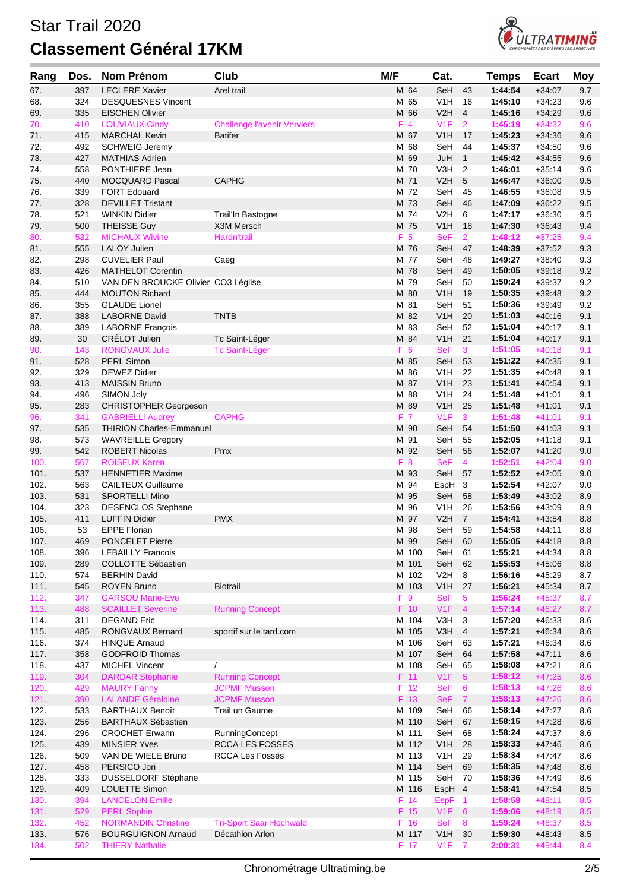# Star Trail 2020

# Classement Général 17KM

| Rang | Dos. | Nom Prénom | Club | M/F | | Cat. | | Temps | Ecart | Moy |
|---|---|---|---|---|---|---|---|---|---|---|
| 67. | 397 | LECLERE Xavier | Arel trail | M | 64 | SeH | 43 | 1:44:54 | +34:07 | 9.7 |
| 68. | 324 | DESQUESNES Vincent | | M | 65 | V1H | 16 | 1:45:10 | +34:23 | 9.6 |
| 69. | 335 | EISCHEN Olivier | | M | 66 | V2H | 4 | 1:45:16 | +34:29 | 9.6 |
| 70. | 410 | LOUVIAUX Cindy | Challenge l'avenir Verviers | F | 4 | V1F | 2 | 1:45:19 | +34:32 | 9.6 |
| 71. | 415 | MARCHAL Kevin | Batifer | M | 67 | V1H | 17 | 1:45:23 | +34:36 | 9.6 |
| 72. | 492 | SCHWEIG Jeremy | | M | 68 | SeH | 44 | 1:45:37 | +34:50 | 9.6 |
| 73. | 427 | MATHIAS Adrien | | M | 69 | JuH | 1 | 1:45:42 | +34:55 | 9.6 |
| 74. | 558 | PONTHIERE Jean | | M | 70 | V3H | 2 | 1:46:01 | +35:14 | 9.6 |
| 75. | 440 | MOCQUARD Pascal | CAPHG | M | 71 | V2H | 5 | 1:46:47 | +36:00 | 9.5 |
| 76. | 339 | FORT Edouard | | M | 72 | SeH | 45 | 1:46:55 | +36:08 | 9.5 |
| 77. | 328 | DEVILLET Tristant | | M | 73 | SeH | 46 | 1:47:09 | +36:22 | 9.5 |
| 78. | 521 | WINKIN Didier | Trail'In Bastogne | M | 74 | V2H | 6 | 1:47:17 | +36:30 | 9.5 |
| 79. | 500 | THEISSE Guy | X3M Mersch | M | 75 | V1H | 18 | 1:47:30 | +36:43 | 9.4 |
| 80. | 532 | MICHAUX Wivine | Hardn'trail | F | 5 | SeF | 2 | 1:48:12 | +37:25 | 9.4 |
| 81. | 555 | LALOY Julien | | M | 76 | SeH | 47 | 1:48:39 | +37:52 | 9.3 |
| 82. | 298 | CUVELIER Paul | Caeg | M | 77 | SeH | 48 | 1:49:27 | +38:40 | 9.3 |
| 83. | 426 | MATHELOT Corentin | | M | 78 | SeH | 49 | 1:50:05 | +39:18 | 9.2 |
| 84. | 510 | VAN DEN BROUCKE Olivier | CO3 Léglise | M | 79 | SeH | 50 | 1:50:24 | +39:37 | 9.2 |
| 85. | 444 | MOUTON Richard | | M | 80 | V1H | 19 | 1:50:35 | +39:48 | 9.2 |
| 86. | 355 | GLAUDE Lionel | | M | 81 | SeH | 51 | 1:50:36 | +39:49 | 9.2 |
| 87. | 388 | LABORNE David | TNTB | M | 82 | V1H | 20 | 1:51:03 | +40:16 | 9.1 |
| 88. | 389 | LABORNE François | | M | 83 | SeH | 52 | 1:51:04 | +40:17 | 9.1 |
| 89. | 30 | CRÉLOT Julien | Tc Saint-Léger | M | 84 | V1H | 21 | 1:51:04 | +40:17 | 9.1 |
| 90. | 143 | RONGVAUX Julie | Tc Saint-Léger | F | 6 | SeF | 3 | 1:51:05 | +40:18 | 9.1 |
| 91. | 528 | PERL Simon | | M | 85 | SeH | 53 | 1:51:22 | +40:35 | 9.1 |
| 92. | 329 | DEWEZ Didier | | M | 86 | V1H | 22 | 1:51:35 | +40:48 | 9.1 |
| 93. | 413 | MAISSIN Bruno | | M | 87 | V1H | 23 | 1:51:41 | +40:54 | 9.1 |
| 94. | 496 | SIMON Joly | | M | 88 | V1H | 24 | 1:51:48 | +41:01 | 9.1 |
| 95. | 283 | CHRISTOPHER Georgeson | | M | 89 | V1H | 25 | 1:51:48 | +41:01 | 9.1 |
| 96. | 341 | GABRIELLI Audrey | CAPHG | F | 7 | V1F | 3 | 1:51:48 | +41:01 | 9.1 |
| 97. | 535 | THIRION Charles-Emmanuel | | M | 90 | SeH | 54 | 1:51:50 | +41:03 | 9.1 |
| 98. | 573 | WAVREILLE Gregory | | M | 91 | SeH | 55 | 1:52:05 | +41:18 | 9.1 |
| 99. | 542 | ROBERT Nicolas | Pmx | M | 92 | SeH | 56 | 1:52:07 | +41:20 | 9.0 |
| 100. | 567 | ROISEUX Karen | | F | 8 | SeF | 4 | 1:52:51 | +42:04 | 9.0 |
| 101. | 537 | HENNETIER Maxime | | M | 93 | SeH | 57 | 1:52:52 | +42:05 | 9.0 |
| 102. | 563 | CAILTEUX Guillaume | | M | 94 | EspH | 3 | 1:52:54 | +42:07 | 9.0 |
| 103. | 531 | SPORTELLI Mino | | M | 95 | SeH | 58 | 1:53:49 | +43:02 | 8.9 |
| 104. | 323 | DESENCLOS Stephane | | M | 96 | V1H | 26 | 1:53:56 | +43:09 | 8.9 |
| 105. | 411 | LUFFIN Didier | PMX | M | 97 | V2H | 7 | 1:54:41 | +43:54 | 8.8 |
| 106. | 53 | EPPE Florian | | M | 98 | SeH | 59 | 1:54:58 | +44:11 | 8.8 |
| 107. | 469 | PONCELET Pierre | | M | 99 | SeH | 60 | 1:55:05 | +44:18 | 8.8 |
| 108. | 396 | LEBAILLY Francois | | M | 100 | SeH | 61 | 1:55:21 | +44:34 | 8.8 |
| 109. | 289 | COLLOTTE Sébastien | | M | 101 | SeH | 62 | 1:55:53 | +45:06 | 8.8 |
| 110. | 574 | BERHIN David | | M | 102 | V2H | 8 | 1:56:16 | +45:29 | 8.7 |
| 111. | 545 | ROYEN Bruno | Biotrail | M | 103 | V1H | 27 | 1:56:21 | +45:34 | 8.7 |
| 112. | 347 | GARSOU Marie-Eve | | F | 9 | SeF | 5 | 1:56:24 | +45:37 | 8.7 |
| 113. | 488 | SCAILLET Severine | Running Concept | F | 10 | V1F | 4 | 1:57:14 | +46:27 | 8.7 |
| 114. | 311 | DEGAND Eric | | M | 104 | V3H | 3 | 1:57:20 | +46:33 | 8.6 |
| 115. | 485 | RONGVAUX Bernard | sportif sur le tard.com | M | 105 | V3H | 4 | 1:57:21 | +46:34 | 8.6 |
| 116. | 374 | HINQUE Arnaud | | M | 106 | SeH | 63 | 1:57:21 | +46:34 | 8.6 |
| 117. | 358 | GODFROID Thomas | | M | 107 | SeH | 64 | 1:57:58 | +47:11 | 8.6 |
| 118. | 437 | MICHEL Vincent | / | M | 108 | SeH | 65 | 1:58:08 | +47:21 | 8.6 |
| 119. | 304 | DARDAR Stéphanie | Running Concept | F | 11 | V1F | 5 | 1:58:12 | +47:25 | 8.6 |
| 120. | 429 | MAURY Fanny | JCPMF Musson | F | 12 | SeF | 6 | 1:58:13 | +47:26 | 8.6 |
| 121. | 390 | LALANDE Géraldine | JCPMF Musson | F | 13 | SeF | 7 | 1:58:13 | +47:26 | 8.6 |
| 122. | 533 | BARTHAUX Benoît | Trail un Gaume | M | 109 | SeH | 66 | 1:58:14 | +47:27 | 8.6 |
| 123. | 256 | BARTHAUX Sébastien | | M | 110 | SeH | 67 | 1:58:15 | +47:28 | 8.6 |
| 124. | 296 | CROCHET Erwann | RunningConcept | M | 111 | SeH | 68 | 1:58:24 | +47:37 | 8.6 |
| 125. | 439 | MINSIER Yves | RCCA LES FOSSES | M | 112 | V1H | 28 | 1:58:33 | +47:46 | 8.6 |
| 126. | 509 | VAN DE WIELE Bruno | RCCA Les Fossés | M | 113 | V1H | 29 | 1:58:34 | +47:47 | 8.6 |
| 127. | 458 | PERSICO Jori | | M | 114 | SeH | 69 | 1:58:35 | +47:48 | 8.6 |
| 128. | 333 | DUSSELDORF Stéphane | | M | 115 | SeH | 70 | 1:58:36 | +47:49 | 8.6 |
| 129. | 409 | LOUETTE Simon | | M | 116 | EspH | 4 | 1:58:41 | +47:54 | 8.5 |
| 130. | 394 | LANCELON Emilie | | F | 14 | EspF | 1 | 1:58:58 | +48:11 | 8.5 |
| 131. | 529 | PERL Sophie | | F | 15 | V1F | 6 | 1:59:06 | +48:19 | 8.5 |
| 132. | 452 | NORMANDIN Christine | Tri-Sport Saar Hochwald | F | 16 | SeF | 8 | 1:59:24 | +48:37 | 8.5 |
| 133. | 576 | BOURGUIGNON Arnaud | Décathlon Arlon | M | 117 | V1H | 30 | 1:59:30 | +48:43 | 8.5 |
| 134. | 502 | THIERY Nathalie | | F | 17 | V1F | 7 | 2:00:31 | +49:44 | 8.4 |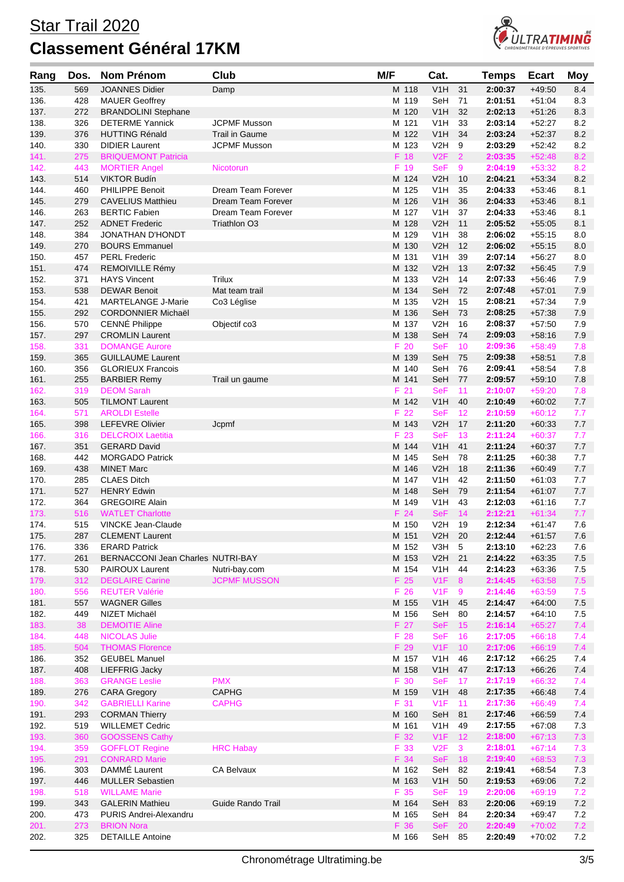# Star Trail 2020

## Classement Général 17KM

| Rang | Dos. | Nom Prénom | Club | M/F | | Cat. | | Temps | Ecart | Moy |
|---|---|---|---|---|---|---|---|---|---|---|
| 135. | 569 | JOANNES Didier | Damp | M | 118 | V1H | 31 | 2:00:37 | +49:50 | 8.4 |
| 136. | 428 | MAUER Geoffrey | | M | 119 | SeH | 71 | 2:01:51 | +51:04 | 8.3 |
| 137. | 272 | BRANDOLINI Stephane | | M | 120 | V1H | 32 | 2:02:13 | +51:26 | 8.3 |
| 138. | 326 | DETERME Yannick | JCPMF Musson | M | 121 | V1H | 33 | 2:03:14 | +52:27 | 8.2 |
| 139. | 376 | HUTTING Rénald | Trail in Gaume | M | 122 | V1H | 34 | 2:03:24 | +52:37 | 8.2 |
| 140. | 330 | DIDIER Laurent | JCPMF Musson | M | 123 | V2H | 9 | 2:03:29 | +52:42 | 8.2 |
| 141. | 275 | BRIQUEMONT Patricia | | F | 18 | V2F | 2 | 2:03:35 | +52:48 | 8.2 |
| 142. | 443 | MORTIER Angel | Nicotorun | F | 19 | SeF | 9 | 2:04:19 | +53:32 | 8.2 |
| 143. | 514 | VIKTOR Budín | | M | 124 | V2H | 10 | 2:04:21 | +53:34 | 8.2 |
| 144. | 460 | PHILIPPE Benoit | Dream Team Forever | M | 125 | V1H | 35 | 2:04:33 | +53:46 | 8.1 |
| 145. | 279 | CAVELIUS Matthieu | Dream Team Forever | M | 126 | V1H | 36 | 2:04:33 | +53:46 | 8.1 |
| 146. | 263 | BERTIC Fabien | Dream Team Forever | M | 127 | V1H | 37 | 2:04:33 | +53:46 | 8.1 |
| 147. | 252 | ADNET Frederic | Triathlon O3 | M | 128 | V2H | 11 | 2:05:52 | +55:05 | 8.1 |
| 148. | 384 | JONATHAN D'HONDT | | M | 129 | V1H | 38 | 2:06:02 | +55:15 | 8.0 |
| 149. | 270 | BOURS Emmanuel | | M | 130 | V2H | 12 | 2:06:02 | +55:15 | 8.0 |
| 150. | 457 | PERL Frederic | | M | 131 | V1H | 39 | 2:07:14 | +56:27 | 8.0 |
| 151. | 474 | REMOIVILLE Rémy | | M | 132 | V2H | 13 | 2:07:32 | +56:45 | 7.9 |
| 152. | 371 | HAYS Vincent | Trilux | M | 133 | V2H | 14 | 2:07:33 | +56:46 | 7.9 |
| 153. | 538 | DEWAR Benoit | Mat team trail | M | 134 | SeH | 72 | 2:07:48 | +57:01 | 7.9 |
| 154. | 421 | MARTELANGE J-Marie | Co3 Léglise | M | 135 | V2H | 15 | 2:08:21 | +57:34 | 7.9 |
| 155. | 292 | CORDONNIER Michaël | | M | 136 | SeH | 73 | 2:08:25 | +57:38 | 7.9 |
| 156. | 570 | CENNÉ Philippe | Objectif co3 | M | 137 | V2H | 16 | 2:08:37 | +57:50 | 7.9 |
| 157. | 297 | CROMLIN Laurent | | M | 138 | SeH | 74 | 2:09:03 | +58:16 | 7.9 |
| 158. | 331 | DOMANGE Aurore | | F | 20 | SeF | 10 | 2:09:36 | +58:49 | 7.8 |
| 159. | 365 | GUILLAUME Laurent | | M | 139 | SeH | 75 | 2:09:38 | +58:51 | 7.8 |
| 160. | 356 | GLORIEUX Francois | | M | 140 | SeH | 76 | 2:09:41 | +58:54 | 7.8 |
| 161. | 255 | BARBIER Remy | Trail un gaume | M | 141 | SeH | 77 | 2:09:57 | +59:10 | 7.8 |
| 162. | 319 | DEOM Sarah | | F | 21 | SeF | 11 | 2:10:07 | +59:20 | 7.8 |
| 163. | 505 | TILMONT Laurent | | M | 142 | V1H | 40 | 2:10:49 | +60:02 | 7.7 |
| 164. | 571 | AROLDI Estelle | | F | 22 | SeF | 12 | 2:10:59 | +60:12 | 7.7 |
| 165. | 398 | LEFEVRE Olivier | Jcpmf | M | 143 | V2H | 17 | 2:11:20 | +60:33 | 7.7 |
| 166. | 316 | DELCROIX Laetitia | | F | 23 | SeF | 13 | 2:11:24 | +60:37 | 7.7 |
| 167. | 351 | GERARD David | | M | 144 | V1H | 41 | 2:11:24 | +60:37 | 7.7 |
| 168. | 442 | MORGADO Patrick | | M | 145 | SeH | 78 | 2:11:25 | +60:38 | 7.7 |
| 169. | 438 | MINET Marc | | M | 146 | V2H | 18 | 2:11:36 | +60:49 | 7.7 |
| 170. | 285 | CLAES Ditch | | M | 147 | V1H | 42 | 2:11:50 | +61:03 | 7.7 |
| 171. | 527 | HENRY Edwin | | M | 148 | SeH | 79 | 2:11:54 | +61:07 | 7.7 |
| 172. | 364 | GREGOIRE Alain | | M | 149 | V1H | 43 | 2:12:03 | +61:16 | 7.7 |
| 173. | 516 | WATLET Charlotte | | F | 24 | SeF | 14 | 2:12:21 | +61:34 | 7.7 |
| 174. | 515 | VINCKE Jean-Claude | | M | 150 | V2H | 19 | 2:12:34 | +61:47 | 7.6 |
| 175. | 287 | CLEMENT Laurent | | M | 151 | V2H | 20 | 2:12:44 | +61:57 | 7.6 |
| 176. | 336 | ERARD Patrick | | M | 152 | V3H | 5 | 2:13:10 | +62:23 | 7.6 |
| 177. | 261 | BERNACCONI Jean Charles | NUTRI-BAY | M | 153 | V2H | 21 | 2:14:22 | +63:35 | 7.5 |
| 178. | 530 | PAIROUX Laurent | Nutri-bay.com | M | 154 | V1H | 44 | 2:14:23 | +63:36 | 7.5 |
| 179. | 312 | DEGLAIRE Carine | JCPMF MUSSON | F | 25 | V1F | 8 | 2:14:45 | +63:58 | 7.5 |
| 180. | 556 | REUTER Valérie | | F | 26 | V1F | 9 | 2:14:46 | +63:59 | 7.5 |
| 181. | 557 | WAGNER Gilles | | M | 155 | V1H | 45 | 2:14:47 | +64:00 | 7.5 |
| 182. | 449 | NIZET Michaël | | M | 156 | SeH | 80 | 2:14:57 | +64:10 | 7.5 |
| 183. | 38 | DEMOITIE Aline | | F | 27 | SeF | 15 | 2:16:14 | +65:27 | 7.4 |
| 184. | 448 | NICOLAS Julie | | F | 28 | SeF | 16 | 2:17:05 | +66:18 | 7.4 |
| 185. | 504 | THOMAS Florence | | F | 29 | V1F | 10 | 2:17:06 | +66:19 | 7.4 |
| 186. | 352 | GEUBEL Manuel | | M | 157 | V1H | 46 | 2:17:12 | +66:25 | 7.4 |
| 187. | 408 | LIEFFRIG Jacky | | M | 158 | V1H | 47 | 2:17:13 | +66:26 | 7.4 |
| 188. | 363 | GRANGE Leslie | PMX | F | 30 | SeF | 17 | 2:17:19 | +66:32 | 7.4 |
| 189. | 276 | CARA Gregory | CAPHG | M | 159 | V1H | 48 | 2:17:35 | +66:48 | 7.4 |
| 190. | 342 | GABRIELLI Karine | CAPHG | F | 31 | V1F | 11 | 2:17:36 | +66:49 | 7.4 |
| 191. | 293 | CORMAN Thierry | | M | 160 | SeH | 81 | 2:17:46 | +66:59 | 7.4 |
| 192. | 519 | WILLEMET Cedric | | M | 161 | V1H | 49 | 2:17:55 | +67:08 | 7.3 |
| 193. | 360 | GOOSSENS Cathy | | F | 32 | V1F | 12 | 2:18:00 | +67:13 | 7.3 |
| 194. | 359 | GOFFLOT Regine | HRC Habay | F | 33 | V2F | 3 | 2:18:01 | +67:14 | 7.3 |
| 195. | 291 | CONRARD Marie | | F | 34 | SeF | 18 | 2:19:40 | +68:53 | 7.3 |
| 196. | 303 | DAMMÉ Laurent | CA Belvaux | M | 162 | SeH | 82 | 2:19:41 | +68:54 | 7.3 |
| 197. | 446 | MULLER Sebastien | | M | 163 | V1H | 50 | 2:19:53 | +69:06 | 7.2 |
| 198. | 518 | WILLAME Marie | | F | 35 | SeF | 19 | 2:20:06 | +69:19 | 7.2 |
| 199. | 343 | GALERIN Mathieu | Guide Rando Trail | M | 164 | SeH | 83 | 2:20:06 | +69:19 | 7.2 |
| 200. | 473 | PURIS Andrei-Alexandru | | M | 165 | SeH | 84 | 2:20:34 | +69:47 | 7.2 |
| 201. | 273 | BRION Nora | | F | 36 | SeF | 20 | 2:20:49 | +70:02 | 7.2 |
| 202. | 325 | DETAILLE Antoine | | M | 166 | SeH | 85 | 2:20:49 | +70:02 | 7.2 |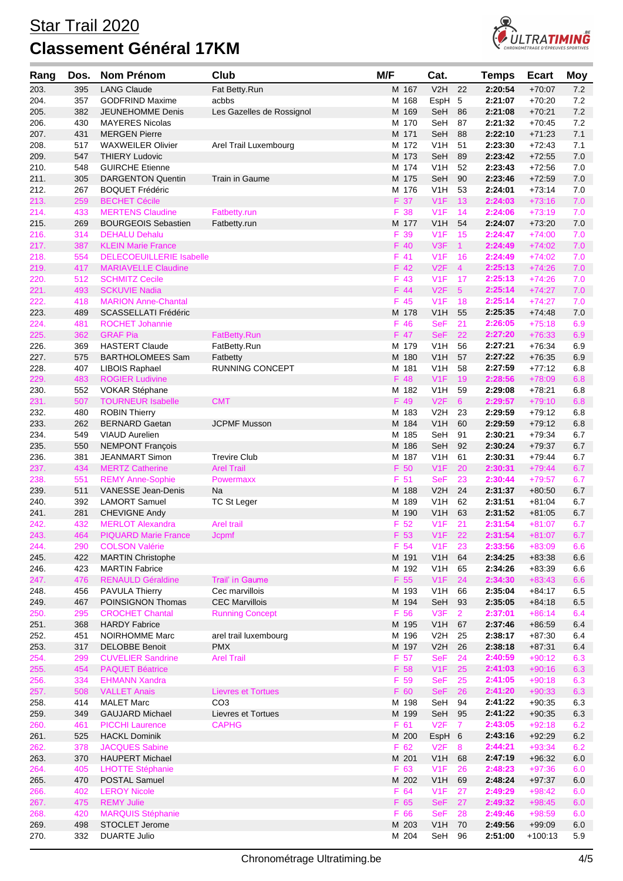# Star Trail 2020

## Classement Général 17KM

| Rang | Dos. | Nom Prénom | Club | M/F | | Cat. | | Temps | Ecart | Moy |
|---|---|---|---|---|---|---|---|---|---|---|
| 203. | 395 | LANG Claude | Fat Betty.Run | M | 167 | V2H | 22 | 2:20:54 | +70:07 | 7.2 |
| 204. | 357 | GODFRIND Maxime | acbbs | M | 168 | EspH | 5 | 2:21:07 | +70:20 | 7.2 |
| 205. | 382 | JEUNEHOMME Denis | Les Gazelles de Rossignol | M | 169 | SeH | 86 | 2:21:08 | +70:21 | 7.2 |
| 206. | 430 | MAYERES Nicolas | | M | 170 | SeH | 87 | 2:21:32 | +70:45 | 7.2 |
| 207. | 431 | MERGEN Pierre | | M | 171 | SeH | 88 | 2:22:10 | +71:23 | 7.1 |
| 208. | 517 | WAXWEILER Olivier | Arel Trail Luxembourg | M | 172 | V1H | 51 | 2:23:30 | +72:43 | 7.1 |
| 209. | 547 | THIERY Ludovic | | M | 173 | SeH | 89 | 2:23:42 | +72:55 | 7.0 |
| 210. | 548 | GUIRCHE Etienne | | M | 174 | V1H | 52 | 2:23:43 | +72:56 | 7.0 |
| 211. | 305 | DARGENTON Quentin | Train in Gaume | M | 175 | SeH | 90 | 2:23:46 | +72:59 | 7.0 |
| 212. | 267 | BOQUET Frédéric | | M | 176 | V1H | 53 | 2:24:01 | +73:14 | 7.0 |
| 213. | 259 | BECHET Cécile | | F | 37 | V1F | 13 | 2:24:03 | +73:16 | 7.0 |
| 214. | 433 | MERTENS Claudine | Fatbetty.run | F | 38 | V1F | 14 | 2:24:06 | +73:19 | 7.0 |
| 215. | 269 | BOURGEOIS Sebastien | Fatbetty.run | M | 177 | V1H | 54 | 2:24:07 | +73:20 | 7.0 |
| 216. | 314 | DEHALU Dehalu | | F | 39 | V1F | 15 | 2:24:47 | +74:00 | 7.0 |
| 217. | 387 | KLEIN Marie France | | F | 40 | V3F | 1 | 2:24:49 | +74:02 | 7.0 |
| 218. | 554 | DELECOEUILLERIE Isabelle | | F | 41 | V1F | 16 | 2:24:49 | +74:02 | 7.0 |
| 219. | 417 | MARIAVELLE Claudine | | F | 42 | V2F | 4 | 2:25:13 | +74:26 | 7.0 |
| 220. | 512 | SCHMITZ Cecile | | F | 43 | V1F | 17 | 2:25:13 | +74:26 | 7.0 |
| 221. | 493 | SCKUVIE Nadia | | F | 44 | V2F | 5 | 2:25:14 | +74:27 | 7.0 |
| 222. | 418 | MARION Anne-Chantal | | F | 45 | V1F | 18 | 2:25:14 | +74:27 | 7.0 |
| 223. | 489 | SCASSELLATI Frédéric | | M | 178 | V1H | 55 | 2:25:35 | +74:48 | 7.0 |
| 224. | 481 | ROCHET Johannie | | F | 46 | SeF | 21 | 2:26:05 | +75:18 | 6.9 |
| 225. | 362 | GRAF Pia | FatBetty.Run | F | 47 | SeF | 22 | 2:27:20 | +76:33 | 6.9 |
| 226. | 369 | HASTERT Claude | FatBetty.Run | M | 179 | V1H | 56 | 2:27:21 | +76:34 | 6.9 |
| 227. | 575 | BARTHOLOMEES Sam | Fatbetty | M | 180 | V1H | 57 | 2:27:22 | +76:35 | 6.9 |
| 228. | 407 | LIBOIS Raphael | RUNNING CONCEPT | M | 181 | V1H | 58 | 2:27:59 | +77:12 | 6.8 |
| 229. | 483 | ROGIER Ludivine | | F | 48 | V1F | 19 | 2:28:56 | +78:09 | 6.8 |
| 230. | 552 | VOKAR Stéphane | | M | 182 | V1H | 59 | 2:29:08 | +78:21 | 6.8 |
| 231. | 507 | TOURNEUR Isabelle | CMT | F | 49 | V2F | 6 | 2:29:57 | +79:10 | 6.8 |
| 232. | 480 | ROBIN Thierry | | M | 183 | V2H | 23 | 2:29:59 | +79:12 | 6.8 |
| 233. | 262 | BERNARD Gaetan | JCPMF Musson | M | 184 | V1H | 60 | 2:29:59 | +79:12 | 6.8 |
| 234. | 549 | VIAUD Aurelien | | M | 185 | SeH | 91 | 2:30:21 | +79:34 | 6.7 |
| 235. | 550 | NEMPONT François | | M | 186 | SeH | 92 | 2:30:24 | +79:37 | 6.7 |
| 236. | 381 | JEANMART Simon | Trevire Club | M | 187 | V1H | 61 | 2:30:31 | +79:44 | 6.7 |
| 237. | 434 | MERTZ Catherine | Arel Trail | F | 50 | V1F | 20 | 2:30:31 | +79:44 | 6.7 |
| 238. | 551 | REMY Anne-Sophie | Powermaxx | F | 51 | SeF | 23 | 2:30:44 | +79:57 | 6.7 |
| 239. | 511 | VANESSE Jean-Denis | Na | M | 188 | V2H | 24 | 2:31:37 | +80:50 | 6.7 |
| 240. | 392 | LAMORT Samuel | TC St Leger | M | 189 | V1H | 62 | 2:31:51 | +81:04 | 6.7 |
| 241. | 281 | CHEVIGNE Andy | | M | 190 | V1H | 63 | 2:31:52 | +81:05 | 6.7 |
| 242. | 432 | MERLOT Alexandra | Arel trail | F | 52 | V1F | 21 | 2:31:54 | +81:07 | 6.7 |
| 243. | 464 | PIQUARD Marie France | Jcpmf | F | 53 | V1F | 22 | 2:31:54 | +81:07 | 6.7 |
| 244. | 290 | COLSON Valérie | | F | 54 | V1F | 23 | 2:33:56 | +83:09 | 6.6 |
| 245. | 422 | MARTIN Christophe | | M | 191 | V1H | 64 | 2:34:25 | +83:38 | 6.6 |
| 246. | 423 | MARTIN Fabrice | | M | 192 | V1H | 65 | 2:34:26 | +83:39 | 6.6 |
| 247. | 476 | RENAULD Géraldine | Trail' in Gaume | F | 55 | V1F | 24 | 2:34:30 | +83:43 | 6.6 |
| 248. | 456 | PAVULA Thierry | Cec marvillois | M | 193 | V1H | 66 | 2:35:04 | +84:17 | 6.5 |
| 249. | 467 | POINSIGNON Thomas | CEC Marvillois | M | 194 | SeH | 93 | 2:35:05 | +84:18 | 6.5 |
| 250. | 295 | CROCHET Chantal | Running Concept | F | 56 | V3F | 2 | 2:37:01 | +86:14 | 6.4 |
| 251. | 368 | HARDY Fabrice | | M | 195 | V1H | 67 | 2:37:46 | +86:59 | 6.4 |
| 252. | 451 | NOIRHOMME Marc | arel trail luxembourg | M | 196 | V2H | 25 | 2:38:17 | +87:30 | 6.4 |
| 253. | 317 | DELOBBE Benoit | PMX | M | 197 | V2H | 26 | 2:38:18 | +87:31 | 6.4 |
| 254. | 299 | CUVELIER Sandrine | Arel Trail | F | 57 | SeF | 24 | 2:40:59 | +90:12 | 6.3 |
| 255. | 454 | PAQUET Béatrice | | F | 58 | V1F | 25 | 2:41:03 | +90:16 | 6.3 |
| 256. | 334 | EHMANN Xandra | | F | 59 | SeF | 25 | 2:41:05 | +90:18 | 6.3 |
| 257. | 508 | VALLET Anais | Lievres et Tortues | F | 60 | SeF | 26 | 2:41:20 | +90:33 | 6.3 |
| 258. | 414 | MALET Marc | CO3 | M | 198 | SeH | 94 | 2:41:22 | +90:35 | 6.3 |
| 259. | 349 | GAUJARD Michael | Lievres et Tortues | M | 199 | SeH | 95 | 2:41:22 | +90:35 | 6.3 |
| 260. | 461 | PICCHI Laurence | CAPHG | F | 61 | V2F | 7 | 2:43:05 | +92:18 | 6.2 |
| 261. | 525 | HACKL Dominik | | M | 200 | EspH | 6 | 2:43:16 | +92:29 | 6.2 |
| 262. | 378 | JACQUES Sabine | | F | 62 | V2F | 8 | 2:44:21 | +93:34 | 6.2 |
| 263. | 370 | HAUPERT Michael | | M | 201 | V1H | 68 | 2:47:19 | +96:32 | 6.0 |
| 264. | 405 | LHOTTE Stéphanie | | F | 63 | V1F | 26 | 2:48:23 | +97:36 | 6.0 |
| 265. | 470 | POSTAL Samuel | | M | 202 | V1H | 69 | 2:48:24 | +97:37 | 6.0 |
| 266. | 402 | LEROY Nicole | | F | 64 | V1F | 27 | 2:49:29 | +98:42 | 6.0 |
| 267. | 475 | REMY Julie | | F | 65 | SeF | 27 | 2:49:32 | +98:45 | 6.0 |
| 268. | 420 | MARQUIS Stéphanie | | F | 66 | SeF | 28 | 2:49:46 | +98:59 | 6.0 |
| 269. | 498 | STOCLET Jerome | | M | 203 | V1H | 70 | 2:49:56 | +99:09 | 6.0 |
| 270. | 332 | DUARTE Julio | | M | 204 | SeH | 96 | 2:51:00 | +100:13 | 5.9 |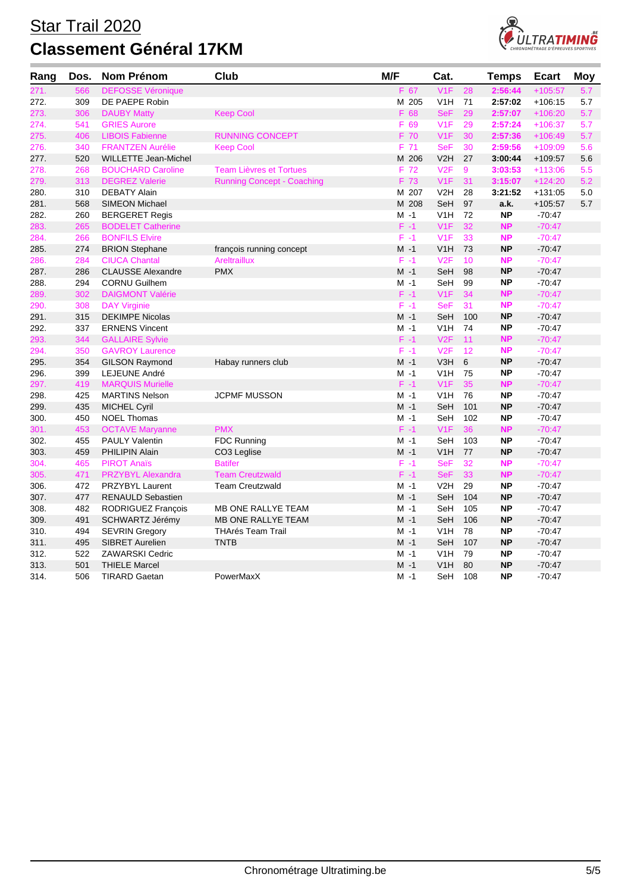# Star Trail 2020

## Classement Général 17KM

| Rang | Dos. | Nom Prénom | Club | M/F | | Cat. | | Temps | Ecart | Moy |
|---|---|---|---|---|---|---|---|---|---|---|
| 271. | 566 | DEFOSSE Véronique | | F | 67 | V1F | 28 | **2:56:44** | +105:57 | 5.7 |
| 272. | 309 | DE PAEPE Robin | | M | 205 | V1H | 71 | **2:57:02** | +106:15 | 5.7 |
| 273. | 306 | DAUBY Matty | Keep Cool | F | 68 | SeF | 29 | **2:57:07** | +106:20 | 5.7 |
| 274. | 541 | GRIES Aurore | | F | 69 | V1F | 29 | **2:57:24** | +106:37 | 5.7 |
| 275. | 406 | LIBOIS Fabienne | RUNNING CONCEPT | F | 70 | V1F | 30 | **2:57:36** | +106:49 | 5.7 |
| 276. | 340 | FRANTZEN Aurélie | Keep Cool | F | 71 | SeF | 30 | **2:59:56** | +109:09 | 5.6 |
| 277. | 520 | WILLETTE Jean-Michel | | M | 206 | V2H | 27 | **3:00:44** | +109:57 | 5.6 |
| 278. | 268 | BOUCHARD Caroline | Team Lièvres et Tortues | F | 72 | V2F | 9 | **3:03:53** | +113:06 | 5.5 |
| 279. | 313 | DEGREZ Valerie | Running Concept - Coaching | F | 73 | V1F | 31 | **3:15:07** | +124:20 | 5.2 |
| 280. | 310 | DEBATY Alain | | M | 207 | V2H | 28 | **3:21:52** | +131:05 | 5.0 |
| 281. | 568 | SIMEON Michael | | M | 208 | SeH | 97 | **a.k.** | +105:57 | 5.7 |
| 282. | 260 | BERGERET Regis | | M | -1 | V1H | 72 | **NP** | -70:47 | |
| 283. | 265 | BODELET Catherine | | F | -1 | V1F | 32 | **NP** | -70:47 | |
| 284. | 266 | BONFILS Elvire | | F | -1 | V1F | 33 | **NP** | -70:47 | |
| 285. | 274 | BRION Stephane | françois running concept | M | -1 | V1H | 73 | **NP** | -70:47 | |
| 286. | 284 | CIUCA Chantal | Areltraillux | F | -1 | V2F | 10 | **NP** | -70:47 | |
| 287. | 286 | CLAUSSE Alexandre | PMX | M | -1 | SeH | 98 | **NP** | -70:47 | |
| 288. | 294 | CORNU Guilhem | | M | -1 | SeH | 99 | **NP** | -70:47 | |
| 289. | 302 | DAIGMONT Valérie | | F | -1 | V1F | 34 | **NP** | -70:47 | |
| 290. | 308 | DAY Virginie | | F | -1 | SeF | 31 | **NP** | -70:47 | |
| 291. | 315 | DEKIMPE Nicolas | | M | -1 | SeH | 100 | **NP** | -70:47 | |
| 292. | 337 | ERNENS Vincent | | M | -1 | V1H | 74 | **NP** | -70:47 | |
| 293. | 344 | GALLAIRE Sylvie | | F | -1 | V2F | 11 | **NP** | -70:47 | |
| 294. | 350 | GAVROY Laurence | | F | -1 | V2F | 12 | **NP** | -70:47 | |
| 295. | 354 | GILSON Raymond | Habay runners club | M | -1 | V3H | 6 | **NP** | -70:47 | |
| 296. | 399 | LEJEUNE André | | M | -1 | V1H | 75 | **NP** | -70:47 | |
| 297. | 419 | MARQUIS Murielle | | F | -1 | V1F | 35 | **NP** | -70:47 | |
| 298. | 425 | MARTINS Nelson | JCPMF MUSSON | M | -1 | V1H | 76 | **NP** | -70:47 | |
| 299. | 435 | MICHEL Cyril | | M | -1 | SeH | 101 | **NP** | -70:47 | |
| 300. | 450 | NOEL Thomas | | M | -1 | SeH | 102 | **NP** | -70:47 | |
| 301. | 453 | OCTAVE Maryanne | PMX | F | -1 | V1F | 36 | **NP** | -70:47 | |
| 302. | 455 | PAULY Valentin | FDC Running | M | -1 | SeH | 103 | **NP** | -70:47 | |
| 303. | 459 | PHILIPIN Alain | CO3 Leglise | M | -1 | V1H | 77 | **NP** | -70:47 | |
| 304. | 465 | PIROT Anaïs | Batifer | F | -1 | SeF | 32 | **NP** | -70:47 | |
| 305. | 471 | PRZYBYL Alexandra | Team Creutzwald | F | -1 | SeF | 33 | **NP** | -70:47 | |
| 306. | 472 | PRZYBYL Laurent | Team Creutzwald | M | -1 | V2H | 29 | **NP** | -70:47 | |
| 307. | 477 | RENAULD Sebastien | | M | -1 | SeH | 104 | **NP** | -70:47 | |
| 308. | 482 | RODRIGUEZ François | MB ONE RALLYE TEAM | M | -1 | SeH | 105 | **NP** | -70:47 | |
| 309. | 491 | SCHWARTZ Jérémy | MB ONE RALLYE TEAM | M | -1 | SeH | 106 | **NP** | -70:47 | |
| 310. | 494 | SEVRIN Gregory | THArés Team Trail | M | -1 | V1H | 78 | **NP** | -70:47 | |
| 311. | 495 | SIBRET Aurelien | TNTB | M | -1 | SeH | 107 | **NP** | -70:47 | |
| 312. | 522 | ZAWARSKI Cedric | | M | -1 | V1H | 79 | **NP** | -70:47 | |
| 313. | 501 | THIELE Marcel | | M | -1 | V1H | 80 | **NP** | -70:47 | |
| 314. | 506 | TIRARD Gaetan | PowerMaxX | M | -1 | SeH | 108 | **NP** | -70:47 | |

Chronométrage Ultratiming.be